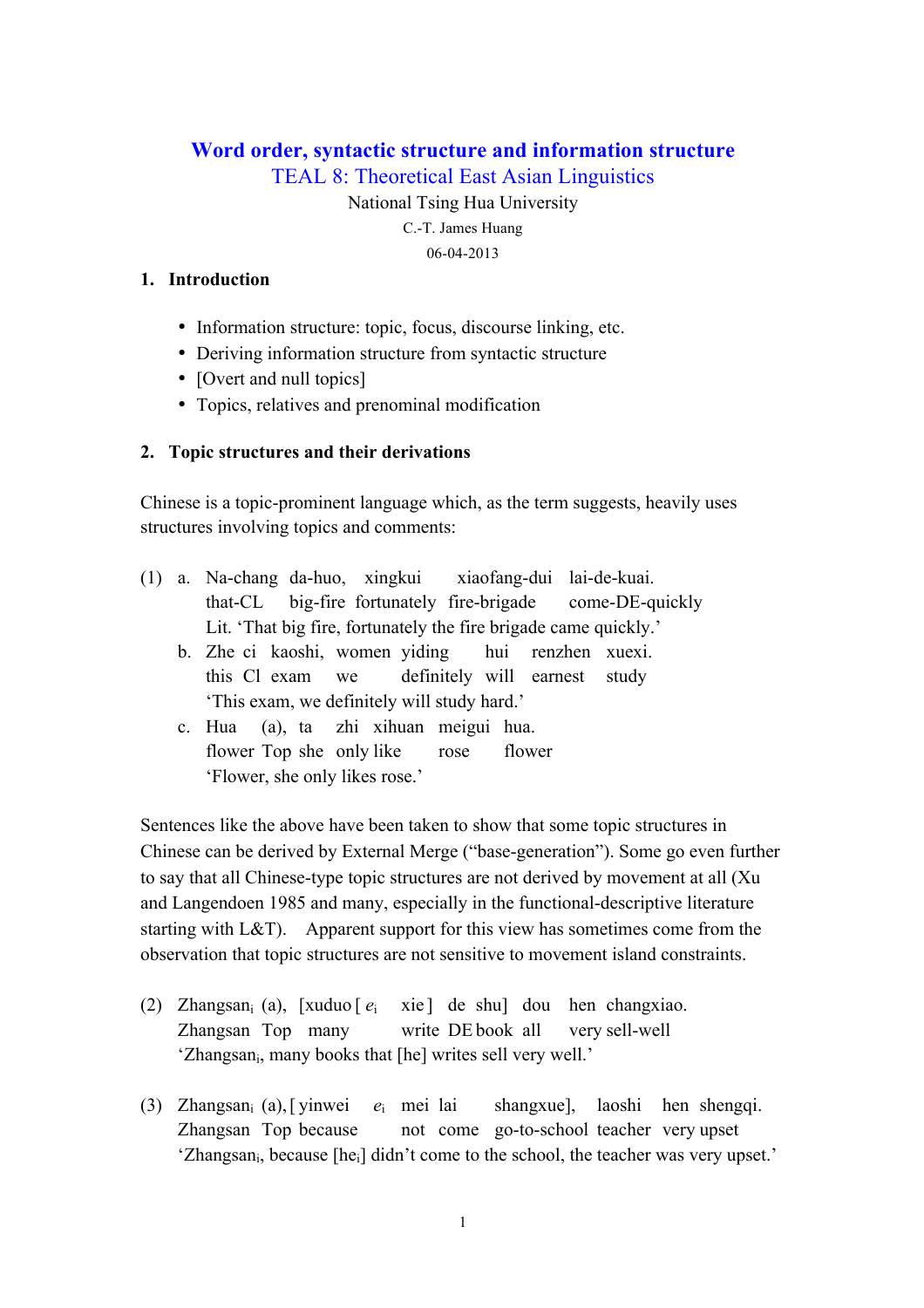# Word order, syntactic structure and information structure

## TEAL 8: Theoretical East Asian Linguistics

National Tsing Hua University

C.-T. James Huang

06-04-2013

## 1. Introduction

- Information structure: topic, focus, discourse linking, etc.
- Deriving information structure from syntactic structure
- [Overt and null topics]
- Topics, relatives and prenominal modification

## 2. Topic structures and their derivations

Chinese is a topic-prominent language which, as the term suggests, heavily uses structures involving topics and comments:

(1) a. Na-chang da-huo, xingkui xiaofang-dui lai-de-kuai.
   that-CL big-fire fortunately fire-brigade come-DE-quickly
   Lit. 'That big fire, fortunately the fire brigade came quickly.'

   b. Zhe ci kaoshi, women yiding hui renzhen xuexi.
   this Cl exam we definitely will earnest study
   'This exam, we definitely will study hard.'

   c. Hua (a), ta zhi xihuan meigui hua.
   flower Top she only like rose flower
   'Flower, she only likes rose.'

Sentences like the above have been taken to show that some topic structures in Chinese can be derived by External Merge ("base-generation"). Some go even further to say that all Chinese-type topic structures are not derived by movement at all (Xu and Langendoen 1985 and many, especially in the functional-descriptive literature starting with L&T). Apparent support for this view has sometimes come from the observation that topic structures are not sensitive to movement island constraints.

(2) Zhangsan$_i$ (a), [xuduo [ $e_i$ xie ] de shu] dou hen changxiao.
   Zhangsan Top many write DE book all very sell-well
   'Zhangsan$_i$, many books that [he] writes sell very well.'

(3) Zhangsan$_i$ (a), [ yinwei $e_i$ mei lai shangxue], laoshi hen shengqi.
   Zhangsan Top because not come go-to-school teacher very upset
   'Zhangsan$_i$, because [he$_i$] didn't come to the school, the teacher was very upset.'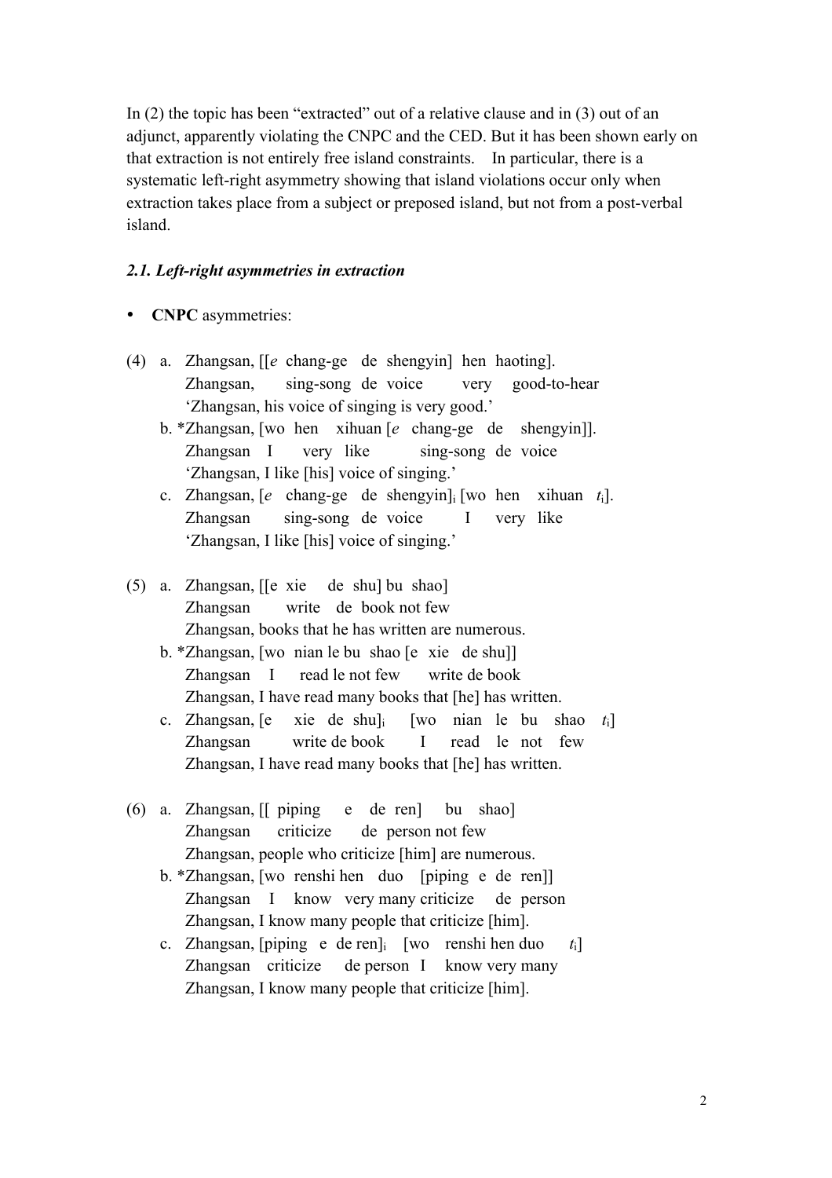In (2) the topic has been "extracted" out of a relative clause and in (3) out of an adjunct, apparently violating the CNPC and the CED. But it has been shown early on that extraction is not entirely free island constraints. In particular, there is a systematic left-right asymmetry showing that island violations occur only when extraction takes place from a subject or preposed island, but not from a post-verbal island.

### *2.1. Left-right asymmetries in extraction*

- **CNPC** asymmetries:

(4) a. Zhangsan, [[*e* chang-ge de shengyin] hen haoting].
  Zhangsan, sing-song de voice very good-to-hear
  'Zhangsan, his voice of singing is very good.'

 b. *Zhangsan, [wo hen xihuan [*e* chang-ge de shengyin]].
  Zhangsan I very like sing-song de voice
  'Zhangsan, I like [his] voice of singing.'

 c. Zhangsan, [*e* chang-ge de shengyin]$_i$ [wo hen xihuan $t_i$].
  Zhangsan sing-song de voice I very like
  'Zhangsan, I like [his] voice of singing.'

(5) a. Zhangsan, [[e xie de shu] bu shao]
  Zhangsan write de book not few
  Zhangsan, books that he has written are numerous.

 b. *Zhangsan, [wo nian le bu shao [e xie de shu]]
  Zhangsan I read le not few write de book
  Zhangsan, I have read many books that [he] has written.

 c. Zhangsan, [e xie de shu]$_i$ [wo nian le bu shao $t_i$]
  Zhangsan write de book I read le not few
  Zhangsan, I have read many books that [he] has written.

(6) a. Zhangsan, [[ piping e de ren] bu shao]
  Zhangsan criticize de person not few
  Zhangsan, people who criticize [him] are numerous.

 b. *Zhangsan, [wo renshi hen duo [piping e de ren]]
  Zhangsan I know very many criticize de person
  Zhangsan, I know many people that criticize [him].

 c. Zhangsan, [piping e de ren]$_i$ [wo renshi hen duo $t_i$]
  Zhangsan criticize de person I know very many
  Zhangsan, I know many people that criticize [him].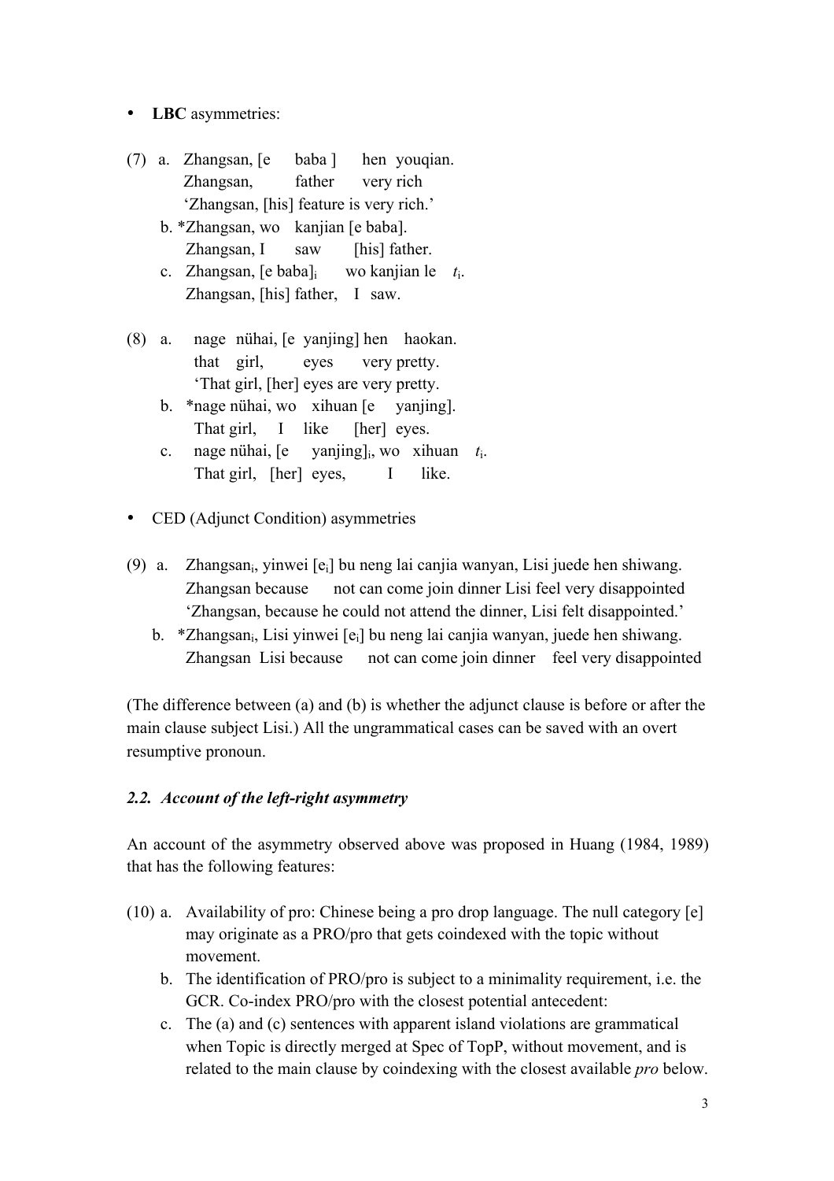- **LBC** asymmetries:

(7) a. Zhangsan, [e baba ] hen youqian.
  Zhangsan, father very rich
  'Zhangsan, [his] feature is very rich.'

b. *Zhangsan, wo kanjian [e baba].
  Zhangsan, I saw [his] father.

c. Zhangsan, [e baba]$_i$ wo kanjian le $t_i$.
  Zhangsan, [his] father, I saw.

(8) a. nage nühai, [e yanjing] hen haokan.
  that girl, eyes very pretty.
  'That girl, [her] eyes are very pretty.

b. *nage nühai, wo xihuan [e yanjing].
  That girl, I like [her] eyes.

c. nage nühai, [e yanjing]$_i$, wo xihuan $t_i$.
  That girl, [her] eyes, I like.

- CED (Adjunct Condition) asymmetries

(9) a. Zhangsan$_i$, yinwei [e$_i$] bu neng lai canjia wanyan, Lisi juede hen shiwang.
  Zhangsan because not can come join dinner Lisi feel very disappointed
  'Zhangsan, because he could not attend the dinner, Lisi felt disappointed.'

b. *Zhangsan$_i$, Lisi yinwei [e$_i$] bu neng lai canjia wanyan, juede hen shiwang.
  Zhangsan Lisi because not can come join dinner feel very disappointed

(The difference between (a) and (b) is whether the adjunct clause is before or after the main clause subject Lisi.) All the ungrammatical cases can be saved with an overt resumptive pronoun.

### *2.2. Account of the left-right asymmetry*

An account of the asymmetry observed above was proposed in Huang (1984, 1989) that has the following features:

(10) a. Availability of pro: Chinese being a pro drop language. The null category [e] may originate as a PRO/pro that gets coindexed with the topic without movement.

b. The identification of PRO/pro is subject to a minimality requirement, i.e. the GCR. Co-index PRO/pro with the closest potential antecedent:

c. The (a) and (c) sentences with apparent island violations are grammatical when Topic is directly merged at Spec of TopP, without movement, and is related to the main clause by coindexing with the closest available *pro* below.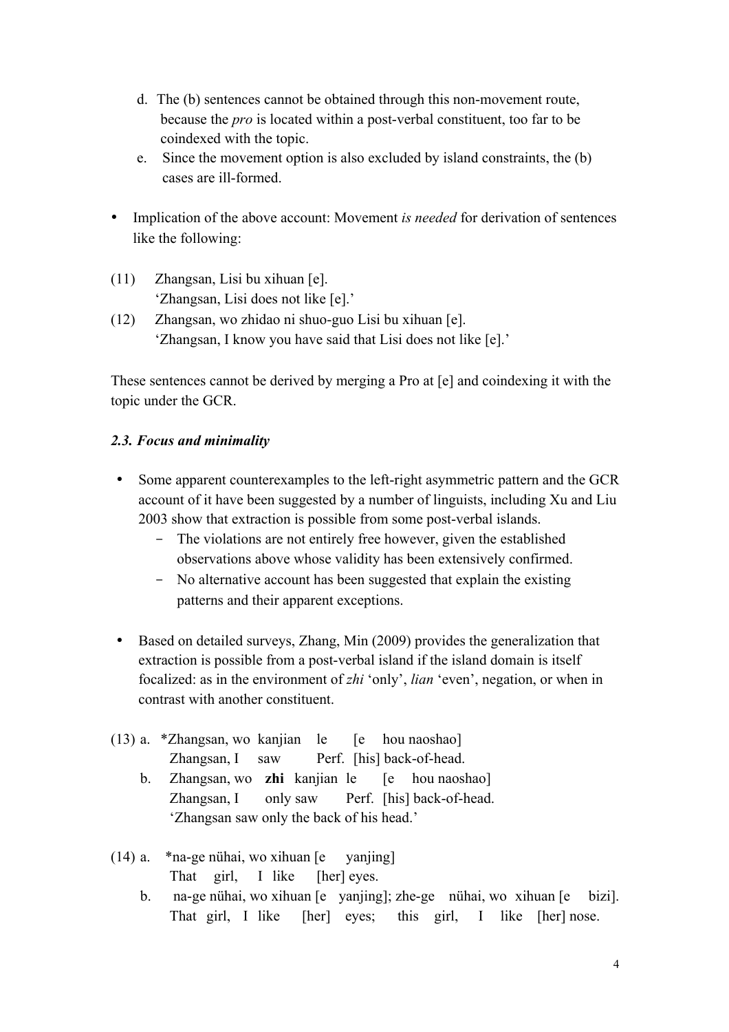d. The (b) sentences cannot be obtained through this non-movement route, because the *pro* is located within a post-verbal constituent, too far to be coindexed with the topic.

e. Since the movement option is also excluded by island constraints, the (b) cases are ill-formed.

- Implication of the above account: Movement *is needed* for derivation of sentences like the following:

(11) Zhangsan, Lisi bu xihuan [e].
'Zhangsan, Lisi does not like [e].'

(12) Zhangsan, wo zhidao ni shuo-guo Lisi bu xihuan [e].
'Zhangsan, I know you have said that Lisi does not like [e].'

These sentences cannot be derived by merging a Pro at [e] and coindexing it with the topic under the GCR.

### *2.3. Focus and minimality*

- Some apparent counterexamples to the left-right asymmetric pattern and the GCR account of it have been suggested by a number of linguists, including Xu and Liu 2003 show that extraction is possible from some post-verbal islands.
  - The violations are not entirely free however, given the established observations above whose validity has been extensively confirmed.
  - No alternative account has been suggested that explain the existing patterns and their apparent exceptions.

- Based on detailed surveys, Zhang, Min (2009) provides the generalization that extraction is possible from a post-verbal island if the island domain is itself focalized: as in the environment of *zhi* 'only', *lian* 'even', negation, or when in contrast with another constituent.

(13) a. *Zhangsan, wo kanjian le [e hou naoshao]
Zhangsan, I saw Perf. [his] back-of-head.

b. Zhangsan, wo **zhi** kanjian le [e hou naoshao]
Zhangsan, I only saw Perf. [his] back-of-head.
'Zhangsan saw only the back of his head.'

(14) a. *na-ge nühai, wo xihuan [e yanjing]
That girl, I like [her] eyes.

b. na-ge nühai, wo xihuan [e yanjing]; zhe-ge nühai, wo xihuan [e bizi].
That girl, I like [her] eyes; this girl, I like [her] nose.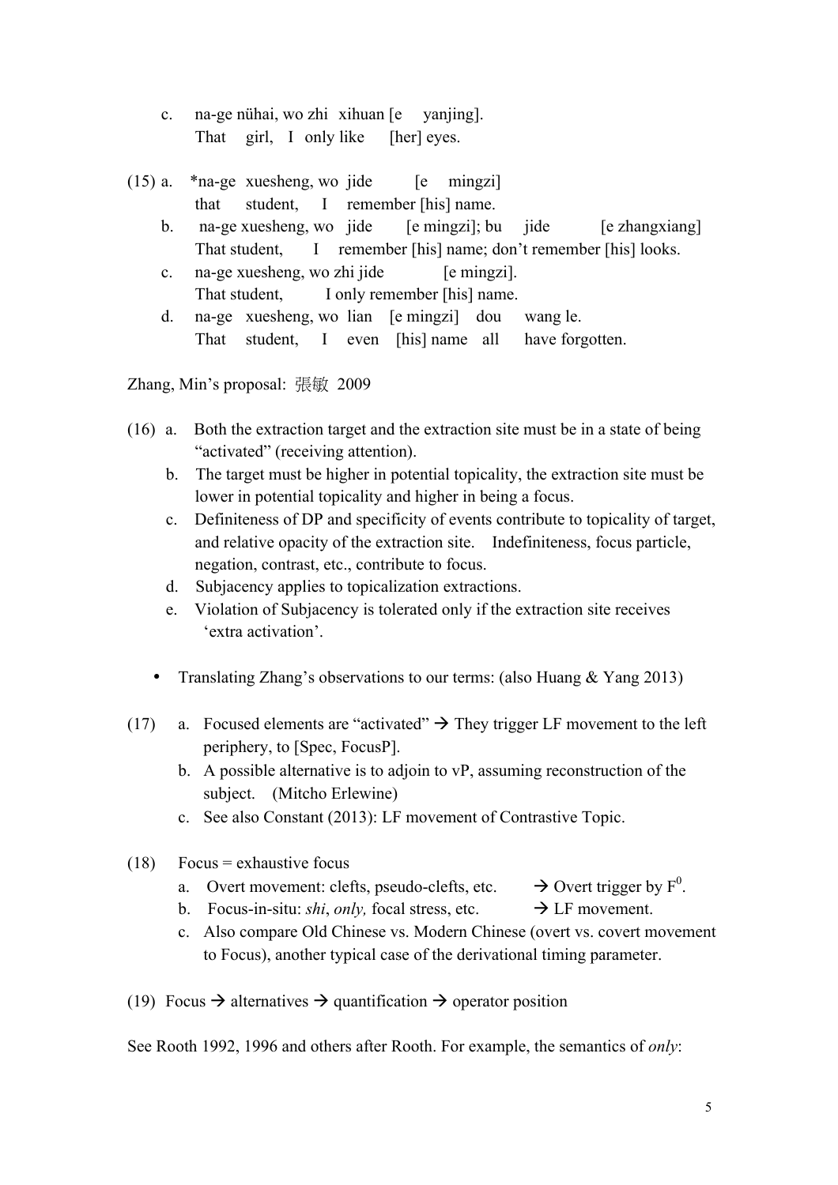c. na-ge nühai, wo zhi xihuan [e yanjing].
   That girl, I only like [her] eyes.

(15) a. *na-ge xuesheng, wo jide [e mingzi]
   that student, I remember [his] name.

   b. na-ge xuesheng, wo jide [e mingzi]; bu jide [e zhangxiang]
   That student, I remember [his] name; don't remember [his] looks.

   c. na-ge xuesheng, wo zhi jide [e mingzi].
   That student, I only remember [his] name.

   d. na-ge xuesheng, wo lian [e mingzi] dou wang le.
   That student, I even [his] name all have forgotten.

Zhang, Min's proposal: 張敏 2009

(16) a. Both the extraction target and the extraction site must be in a state of being "activated" (receiving attention).

   b. The target must be higher in potential topicality, the extraction site must be lower in potential topicality and higher in being a focus.

   c. Definiteness of DP and specificity of events contribute to topicality of target, and relative opacity of the extraction site. Indefiniteness, focus particle, negation, contrast, etc., contribute to focus.

   d. Subjacency applies to topicalization extractions.

   e. Violation of Subjacency is tolerated only if the extraction site receives 'extra activation'.

- Translating Zhang's observations to our terms: (also Huang & Yang 2013)

(17) a. Focused elements are "activated" → They trigger LF movement to the left periphery, to [Spec, FocusP].

   b. A possible alternative is to adjoin to vP, assuming reconstruction of the subject. (Mitcho Erlewine)

   c. See also Constant (2013): LF movement of Contrastive Topic.

(18) Focus = exhaustive focus

   a. Overt movement: clefts, pseudo-clefts, etc. → Overt trigger by $F^0$.

   b. Focus-in-situ: *shi*, *only,* focal stress, etc. → LF movement.

   c. Also compare Old Chinese vs. Modern Chinese (overt vs. covert movement to Focus), another typical case of the derivational timing parameter.

(19) Focus → alternatives → quantification → operator position

See Rooth 1992, 1996 and others after Rooth. For example, the semantics of *only*: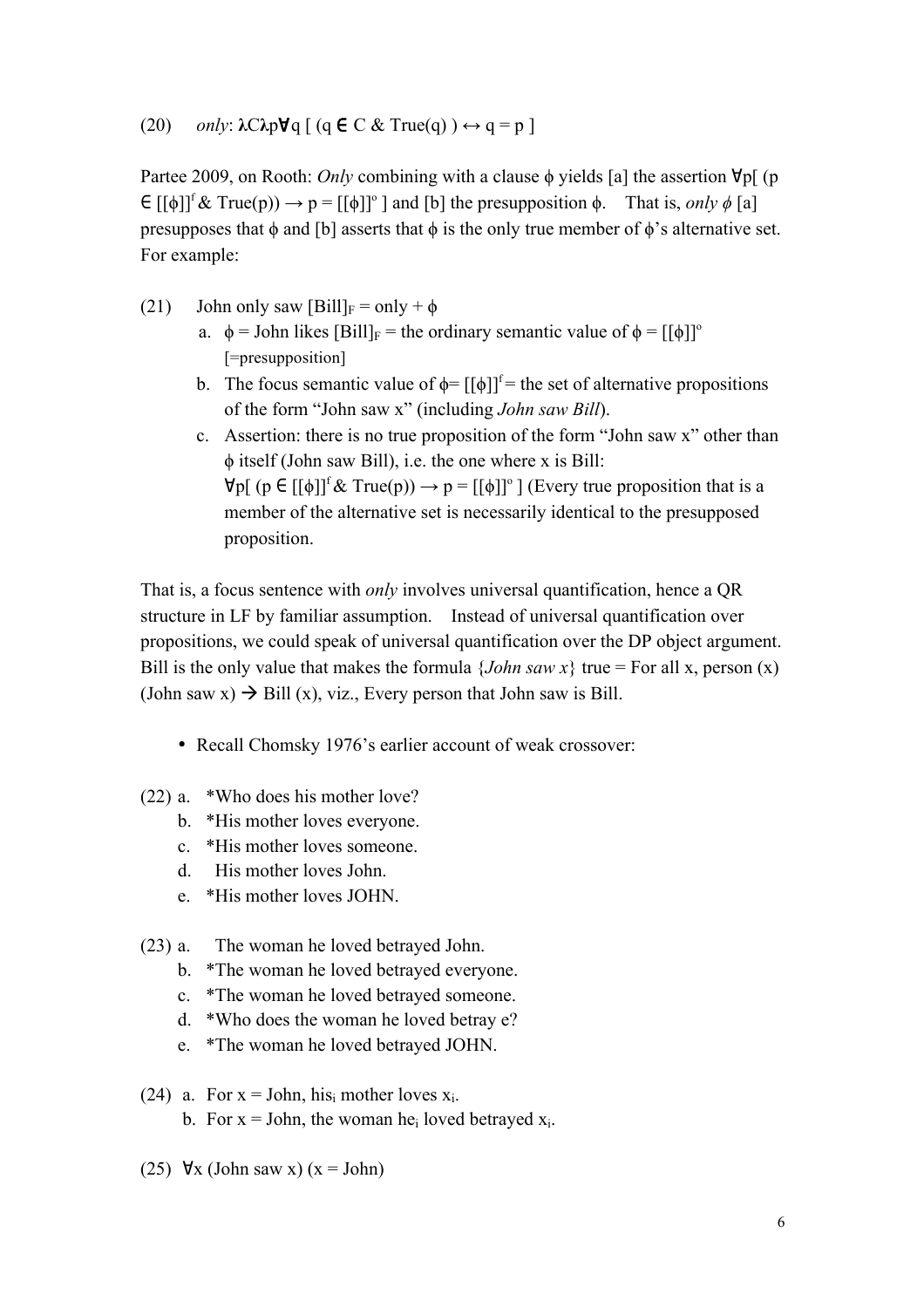(20) *only*: $\lambda C \lambda p \forall q$ [ ($q \in C$ & True(q) ) $\leftrightarrow$ q = p ]

Partee 2009, on Rooth: *Only* combining with a clause $\phi$ yields [a] the assertion $\forall p[\ (p \in [[\phi]]^f$ & True(p)) $\rightarrow p = [[\phi]]^o$ ] and [b] the presupposition $\phi$. That is, *only* $\phi$ [a] presupposes that $\phi$ and [b] asserts that $\phi$ is the only true member of $\phi$'s alternative set. For example:

(21) John only saw $[\text{Bill}]_F$ = only + $\phi$

a. $\phi$ = John likes $[\text{Bill}]_F$ = the ordinary semantic value of $\phi = [[\phi]]^o$ [=presupposition]

b. The focus semantic value of $\phi = [[\phi]]^f$ = the set of alternative propositions of the form "John saw x" (including *John saw Bill*).

c. Assertion: there is no true proposition of the form "John saw x" other than $\phi$ itself (John saw Bill), i.e. the one where x is Bill: $\forall p[\ (p \in [[\phi]]^f$ & True(p)) $\rightarrow p = [[\phi]]^o$ ] (Every true proposition that is a member of the alternative set is necessarily identical to the presupposed proposition.

That is, a focus sentence with *only* involves universal quantification, hence a QR structure in LF by familiar assumption. Instead of universal quantification over propositions, we could speak of universal quantification over the DP object argument. Bill is the only value that makes the formula {*John saw x*} true = For all x, person (x) (John saw x) $\rightarrow$ Bill (x), viz., Every person that John saw is Bill.

- Recall Chomsky 1976's earlier account of weak crossover:

(22) a. *Who does his mother love?

b. *His mother loves everyone.

c. *His mother loves someone.

d. His mother loves John.

e. *His mother loves JOHN.

(23) a. The woman he loved betrayed John.

b. *The woman he loved betrayed everyone.

c. *The woman he loved betrayed someone.

d. *Who does the woman he loved betray e?

e. *The woman he loved betrayed JOHN.

(24) a. For x = John, $\text{his}_i$ mother loves $x_i$.

b. For x = John, the woman $\text{he}_i$ loved betrayed $x_i$.

(25) $\forall$x (John saw x) (x = John)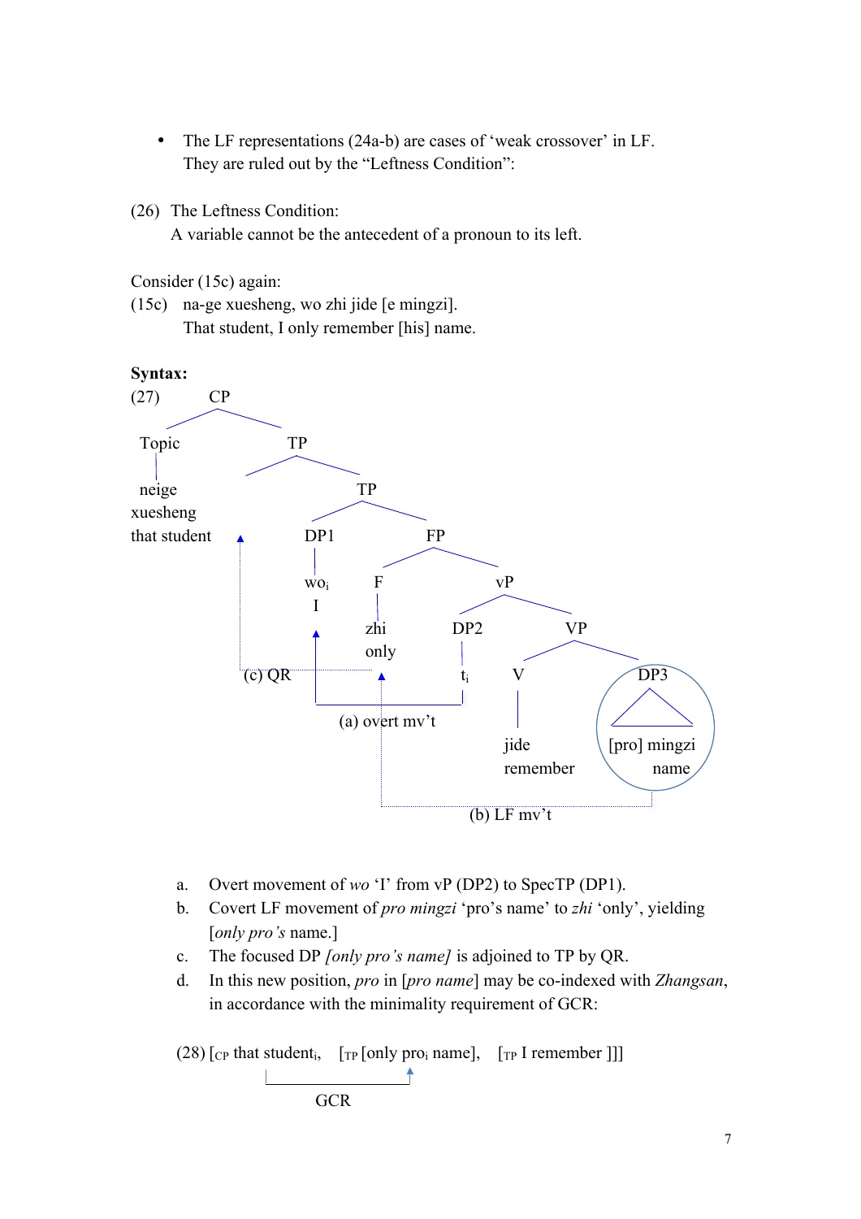- The LF representations (24a-b) are cases of 'weak crossover' in LF. They are ruled out by the "Leftness Condition":

(26) The Leftness Condition:
A variable cannot be the antecedent of a pronoun to its left.

Consider (15c) again:

(15c) na-ge xuesheng, wo zhi jide [e mingzi].
That student, I only remember [his] name.

**Syntax:**

(27)

```
CP
├── Topic
│     neige xuesheng
│     that student
└── TP
    ├── [QR landing site]  ▲ (c) QR
    └── TP
        ├── DP1
        │     wo_i
        │     I          ▲ (a) overt mv't
        └── FP
            ├── F
            │     zhi
            │     only   ▲ (b) LF mv't
            └── vP
                ├── DP2
                │     t_i
                └── VP
                    ├── V
                    │     jide
                    │     remember
                    └── DP3
                          [pro] mingzi
                          name
```

a. Overt movement of *wo* 'I' from vP (DP2) to SpecTP (DP1).

b. Covert LF movement of *pro mingzi* 'pro's name' to *zhi* 'only', yielding [*only pro's* name.]

c. The focused DP *[only pro's name]* is adjoined to TP by QR.

d. In this new position, *pro* in [*pro name*] may be co-indexed with *Zhangsan*, in accordance with the minimality requirement of GCR:

(28) [$_{CP}$ that student$_i$, [$_{TP}$ [only pro$_i$ name], [$_{TP}$ I remember ]]]

(GCR: that student$_i$ → pro$_i$)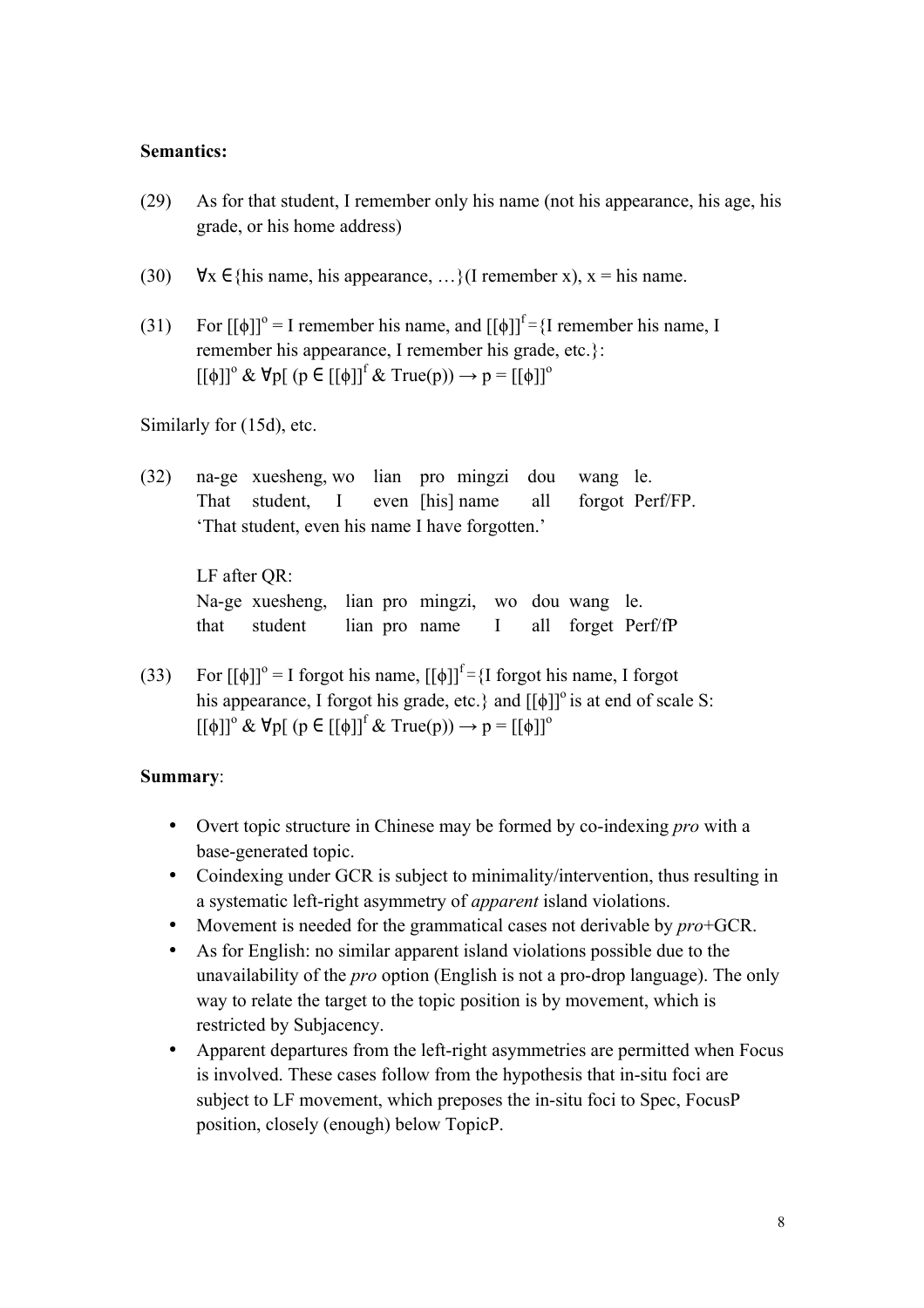**Semantics:**

(29) As for that student, I remember only his name (not his appearance, his age, his grade, or his home address)

(30) $\forall x \in \{\text{his name, his appearance, …}\}(\text{I remember } x)$, $x$ = his name.

(31) For $[[\phi]]^o$ = I remember his name, and $[[\phi]]^f$ ={I remember his name, I remember his appearance, I remember his grade, etc.}:
$[[\phi]]^o \ \& \ \forall p[\ (p \in [[\phi]]^f \ \& \ \text{True}(p)) \rightarrow p = [[\phi]]^o$

Similarly for (15d), etc.

(32) na-ge xuesheng, wo lian pro mingzi dou wang le.
That student, I even [his] name all forgot Perf/FP.
'That student, even his name I have forgotten.'

LF after QR:
Na-ge xuesheng, lian pro mingzi, wo dou wang le.
that student lian pro name I all forget Perf/fP

(33) For $[[\phi]]^o$ = I forgot his name, $[[\phi]]^f$ ={I forgot his name, I forgot his appearance, I forgot his grade, etc.} and $[[\phi]]^o$ is at end of scale S:
$[[\phi]]^o \ \& \ \forall p[\ (p \in [[\phi]]^f \ \& \ \text{True}(p)) \rightarrow p = [[\phi]]^o$

**Summary**:

- Overt topic structure in Chinese may be formed by co-indexing *pro* with a base-generated topic.
- Coindexing under GCR is subject to minimality/intervention, thus resulting in a systematic left-right asymmetry of *apparent* island violations.
- Movement is needed for the grammatical cases not derivable by *pro*+GCR.
- As for English: no similar apparent island violations possible due to the unavailability of the *pro* option (English is not a pro-drop language). The only way to relate the target to the topic position is by movement, which is restricted by Subjacency.
- Apparent departures from the left-right asymmetries are permitted when Focus is involved. These cases follow from the hypothesis that in-situ foci are subject to LF movement, which preposes the in-situ foci to Spec, FocusP position, closely (enough) below TopicP.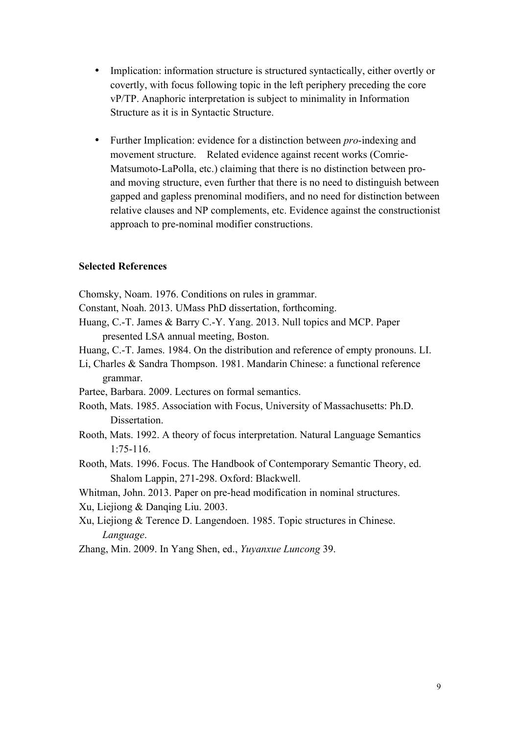- Implication: information structure is structured syntactically, either overtly or covertly, with focus following topic in the left periphery preceding the core vP/TP. Anaphoric interpretation is subject to minimality in Information Structure as it is in Syntactic Structure.

- Further Implication: evidence for a distinction between *pro*-indexing and movement structure. Related evidence against recent works (Comrie-Matsumoto-LaPolla, etc.) claiming that there is no distinction between pro- and moving structure, even further that there is no need to distinguish between gapped and gapless prenominal modifiers, and no need for distinction between relative clauses and NP complements, etc. Evidence against the constructionist approach to pre-nominal modifier constructions.

**Selected References**

Chomsky, Noam. 1976. Conditions on rules in grammar.

Constant, Noah. 2013. UMass PhD dissertation, forthcoming.

Huang, C.-T. James & Barry C.-Y. Yang. 2013. Null topics and MCP. Paper presented LSA annual meeting, Boston.

Huang, C.-T. James. 1984. On the distribution and reference of empty pronouns. LI.

Li, Charles & Sandra Thompson. 1981. Mandarin Chinese: a functional reference grammar.

Partee, Barbara. 2009. Lectures on formal semantics.

Rooth, Mats. 1985. Association with Focus, University of Massachusetts: Ph.D. Dissertation.

Rooth, Mats. 1992. A theory of focus interpretation. Natural Language Semantics 1:75-116.

Rooth, Mats. 1996. Focus. The Handbook of Contemporary Semantic Theory, ed. Shalom Lappin, 271-298. Oxford: Blackwell.

Whitman, John. 2013. Paper on pre-head modification in nominal structures.

Xu, Liejiong & Danqing Liu. 2003.

Xu, Liejiong & Terence D. Langendoen. 1985. Topic structures in Chinese. *Language*.

Zhang, Min. 2009. In Yang Shen, ed., *Yuyanxue Luncong* 39.